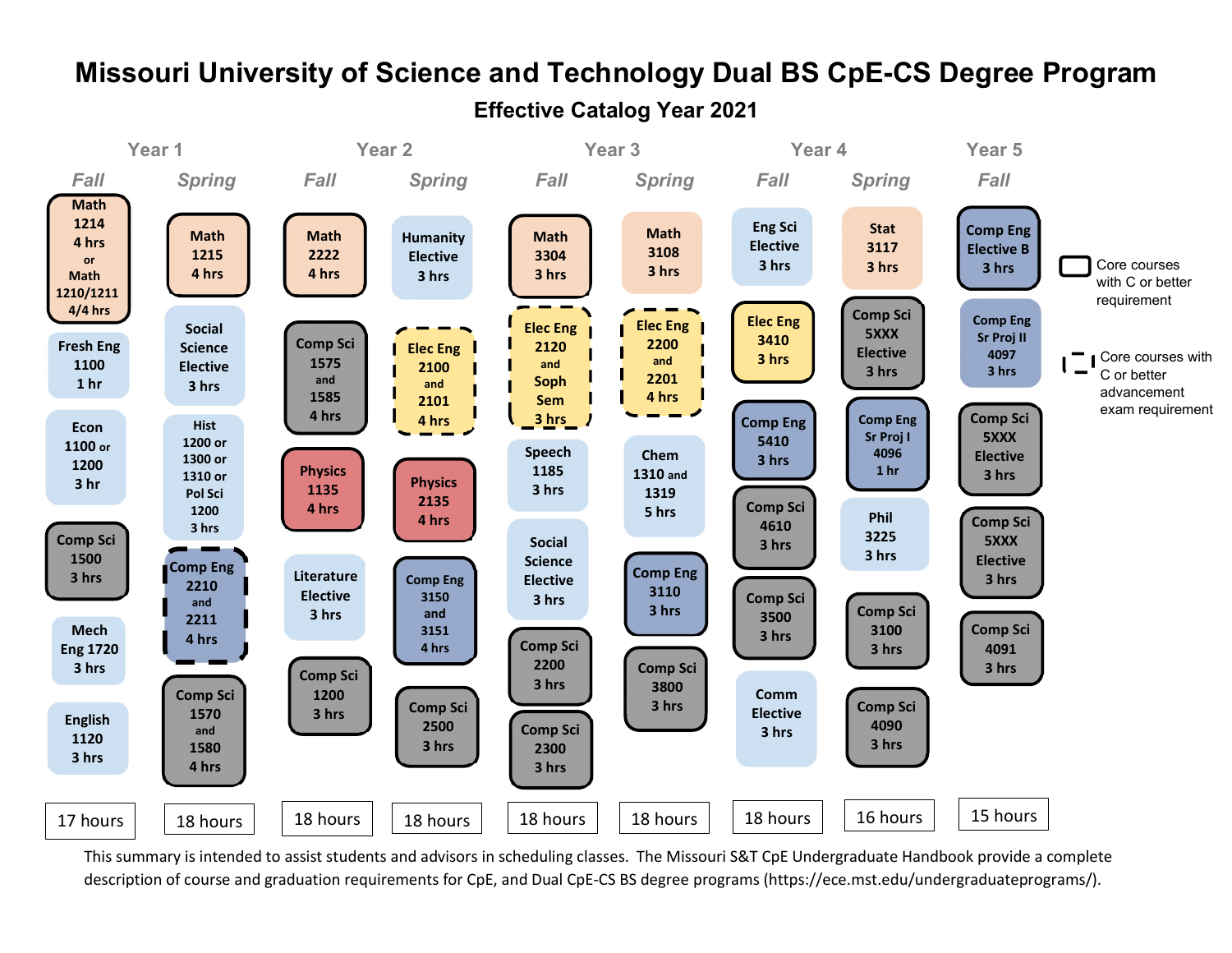# Missouri University of Science and Technology Dual BS CpE-CS Degree Program

## Effective Catalog Year 2021

| Year 1 Fall | Year 1 Spring | Year 2 Fall | Year 2 Spring | Year 3 Fall | Year 3 Spring | Year 4 Fall | Year 4 Spring | Year 5 Fall |
|---|---|---|---|---|---|---|---|---|
| Math 1214 4 hrs or Math 1210/1211 4/4 hrs | Math 1215 4 hrs | Math 2222 4 hrs | Humanity Elective 3 hrs | Math 3304 3 hrs | Math 3108 3 hrs | Eng Sci Elective 3 hrs | Stat 3117 3 hrs | Comp Eng Elective B 3 hrs |
| Fresh Eng 1100 1 hr | Social Science Elective 3 hrs | Comp Sci 1575 and 1585 4 hrs | Elec Eng 2100 and 2101 4 hrs | Elec Eng 2120 and Soph Sem 3 hrs | Elec Eng 2200 and 2201 4 hrs | Elec Eng 3410 3 hrs | Comp Sci 5XXX Elective 3 hrs | Comp Eng Sr Proj II 4097 3 hrs |
| Econ 1100 or 1200 3 hr | Hist 1200 or 1300 or 1310 or Pol Sci 1200 3 hrs | Physics 1135 4 hrs | Physics 2135 4 hrs | Speech 1185 3 hrs | Chem 1310 and 1319 5 hrs | Comp Eng 5410 3 hrs | Comp Eng Sr Proj I 4096 1 hr | Comp Sci 5XXX Elective 3 hrs |
| Comp Sci 1500 3 hrs | Comp Eng 2210 and 2211 4 hrs | Literature Elective 3 hrs | Comp Eng 3150 and 3151 4 hrs | Social Science Elective 3 hrs | Comp Eng 3110 3 hrs | Comp Sci 4610 3 hrs | Phil 3225 3 hrs | Comp Sci 5XXX Elective 3 hrs |
| Mech Eng 1720 3 hrs | Comp Sci 1570 and 1580 4 hrs | Comp Sci 1200 3 hrs | Comp Sci 2500 3 hrs | Comp Sci 2200 3 hrs | Comp Sci 3800 3 hrs | Comp Sci 3500 3 hrs | Comp Sci 3100 3 hrs | Comp Sci 4091 3 hrs |
| English 1120 3 hrs | | | | Comp Sci 2300 3 hrs | | Comm Elective 3 hrs | Comp Sci 4090 3 hrs | |
| 17 hours | 18 hours | 18 hours | 18 hours | 18 hours | 18 hours | 18 hours | 16 hours | 15 hours |

- Solid border: Core courses with C or better requirement
- Dashed border: Core courses with C or better advancement exam requirement

This summary is intended to assist students and advisors in scheduling classes. The Missouri S&T CpE Undergraduate Handbook provide a complete description of course and graduation requirements for CpE, and Dual CpE-CS BS degree programs (https://ece.mst.edu/undergraduateprograms/).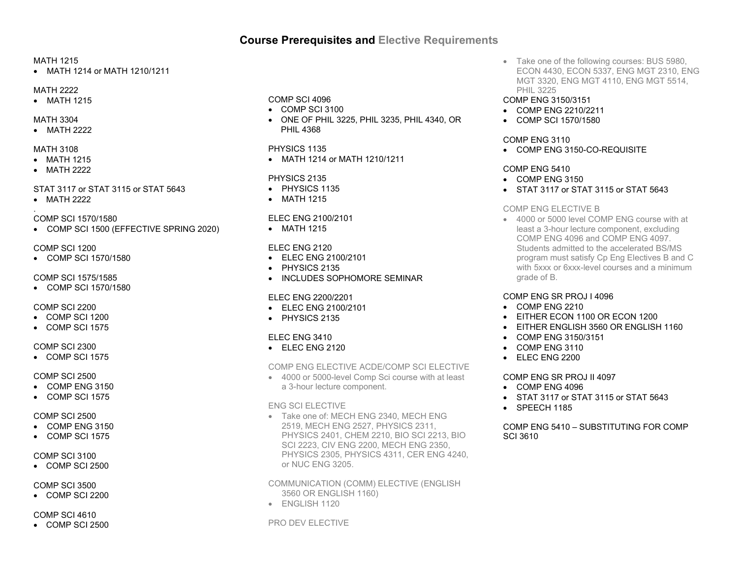# Course Prerequisites and Elective Requirements

MATH 1215
- MATH 1214 or MATH 1210/1211

MATH 2222
- MATH 1215

MATH 3304
- MATH 2222

MATH 3108
- MATH 1215
- MATH 2222

STAT 3117 or STAT 3115 or STAT 5643
- MATH 2222

.

COMP SCI 1570/1580
- COMP SCI 1500 (EFFECTIVE SPRING 2020)

COMP SCI 1200
- COMP SCI 1570/1580

COMP SCI 1575/1585
- COMP SCI 1570/1580

COMP SCI 2200
- COMP SCI 1200
- COMP SCI 1575

COMP SCI 2300
- COMP SCI 1575

COMP SCI 2500
- COMP ENG 3150
- COMP SCI 1575

COMP SCI 2500
- COMP ENG 3150
- COMP SCI 1575

COMP SCI 3100
- COMP SCI 2500

COMP SCI 3500
- COMP SCI 2200

COMP SCI 4610
- COMP SCI 2500

COMP SCI 4096
- COMP SCI 3100
- ONE OF PHIL 3225, PHIL 3235, PHIL 4340, OR PHIL 4368

PHYSICS 1135
- MATH 1214 or MATH 1210/1211

PHYSICS 2135
- PHYSICS 1135
- MATH 1215

ELEC ENG 2100/2101
- MATH 1215

ELEC ENG 2120
- ELEC ENG 2100/2101
- PHYSICS 2135
- INCLUDES SOPHOMORE SEMINAR

ELEC ENG 2200/2201
- ELEC ENG 2100/2101
- PHYSICS 2135

ELEC ENG 3410
- ELEC ENG 2120

COMP ENG ELECTIVE ACDE/COMP SCI ELECTIVE
- 4000 or 5000-level Comp Sci course with at least a 3-hour lecture component.

ENG SCI ELECTIVE
- Take one of: MECH ENG 2340, MECH ENG 2519, MECH ENG 2527, PHYSICS 2311, PHYSICS 2401, CHEM 2210, BIO SCI 2213, BIO SCI 2223, CIV ENG 2200, MECH ENG 2350, PHYSICS 2305, PHYSICS 4311, CER ENG 4240, or NUC ENG 3205.

COMMUNICATION (COMM) ELECTIVE (ENGLISH 3560 OR ENGLISH 1160)
- ENGLISH 1120

PRO DEV ELECTIVE
- Take one of the following courses: BUS 5980, ECON 4430, ECON 5337, ENG MGT 2310, ENG MGT 3320, ENG MGT 4110, ENG MGT 5514, PHIL 3225

COMP ENG 3150/3151
- COMP ENG 2210/2211
- COMP SCI 1570/1580

COMP ENG 3110
- COMP ENG 3150-CO-REQUISITE

COMP ENG 5410
- COMP ENG 3150
- STAT 3117 or STAT 3115 or STAT 5643

COMP ENG ELECTIVE B
- 4000 or 5000 level COMP ENG course with at least a 3-hour lecture component, excluding COMP ENG 4096 and COMP ENG 4097. Students admitted to the accelerated BS/MS program must satisfy Cp Eng Electives B and C with 5xxx or 6xxx-level courses and a minimum grade of B.

COMP ENG SR PROJ I 4096
- COMP ENG 2210
- EITHER ECON 1100 OR ECON 1200
- EITHER ENGLISH 3560 OR ENGLISH 1160
- COMP ENG 3150/3151
- COMP ENG 3110
- ELEC ENG 2200

COMP ENG SR PROJ II 4097
- COMP ENG 4096
- STAT 3117 or STAT 3115 or STAT 5643
- SPEECH 1185

COMP ENG 5410 – SUBSTITUTING FOR COMP SCI 3610